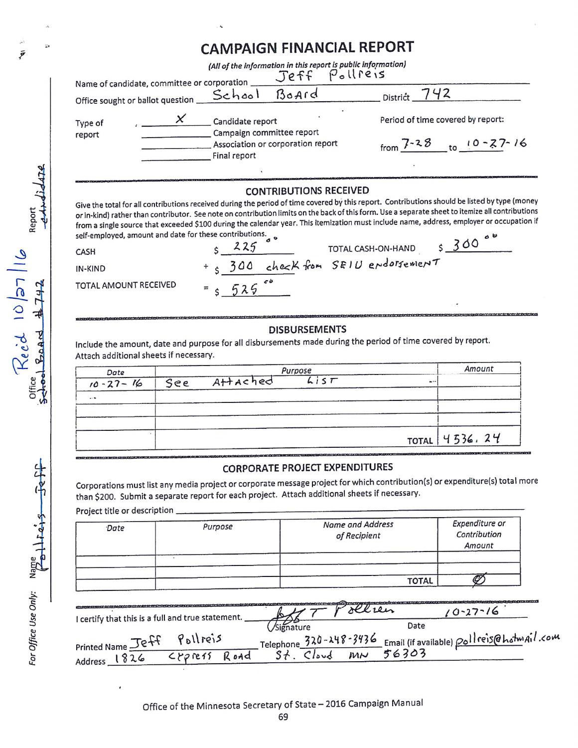# CAMPAIGN FINANCIAL REPORT

*(All of the information in this report is public information)*

Name of candidate, committee or corporation: Jeff Pollreis

Office sought or ballot question: School Board    District: 742

Type of report:
- X Candidate report
- ___ Campaign committee report
- ___ Association or corporation report
- ___ Final report

Period of time covered by report: from 7-28 to 10-27-16

## CONTRIBUTIONS RECEIVED

Give the total for all contributions received during the period of time covered by this report. Contributions should be listed by type (money or in-kind) rather than contributor. See note on contribution limits on the back of this form. Use a separate sheet to itemize all contributions from a single source that exceeded $100 during the calendar year. This itemization must include name, address, employer or occupation if self-employed, amount and date for these contributions.

| | | |
|---|---|---|
| CASH | $ 225.00 | TOTAL CASH-ON-HAND $ 300.00 |
| IN-KIND | + $ 300 check from SEIU endorsement | |
| TOTAL AMOUNT RECEIVED | = $ 525.00 | |

## DISBURSEMENTS

Include the amount, date and purpose for all disbursements made during the period of time covered by report. Attach additional sheets if necessary.

| Date | Purpose | Amount |
|---|---|---|
| 10-27-16 | See Attached List | |
| | | |
| | | |
| | | |
| | TOTAL | 4536.24 |

## CORPORATE PROJECT EXPENDITURES

Corporations must list any media project or corporate message project for which contribution(s) or expenditure(s) total more than $200. Submit a separate report for each project. Attach additional sheets if necessary.

Project title or description ___

| Date | Purpose | Name and Address of Recipient | Expenditure or Contribution Amount |
|---|---|---|---|
| | | | |
| | | | |
| | | TOTAL | Ø |

I certify that this is a full and true statement. Signature: Jeff T Pollreis    Date: 10-27-16

Printed Name: Jeff Pollreis    Telephone: 320-248-3436    Email (if available): pollreis@hotmail.com

Address: 1826 Cypress Road St. Cloud MN 56303

*For Office Use Only:* Name: Pollreis Jeff    Office: School Board #742    Report: candidate    Rec'd 10/27/16

Office of the Minnesota Secretary of State – 2016 Campaign Manual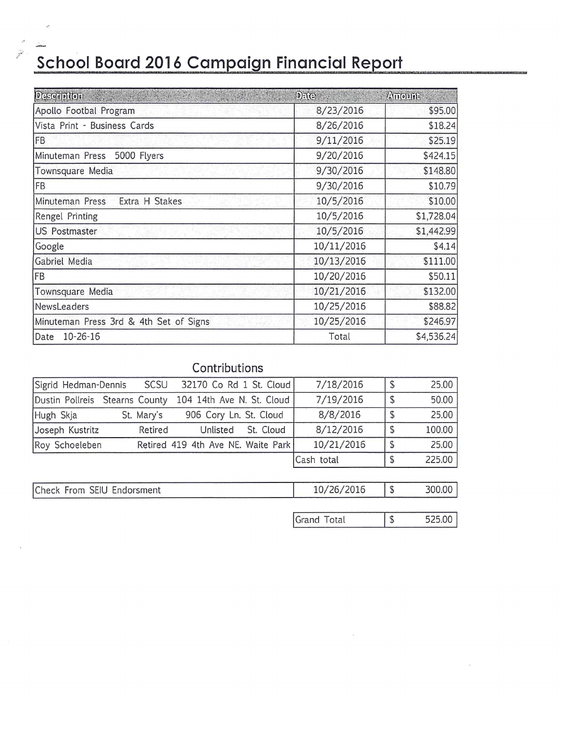# School Board 2016 Campaign Financial Report

| Description | Date | Amount |
|---|---|---|
| Apollo Footbal Program | 8/23/2016 | $95.00 |
| Vista Print - Business Cards | 8/26/2016 | $18.24 |
| FB | 9/11/2016 | $25.19 |
| Minuteman Press 5000 Flyers | 9/20/2016 | $424.15 |
| Townsquare Media | 9/30/2016 | $148.80 |
| FB | 9/30/2016 | $10.79 |
| Minuteman Press Extra H Stakes | 10/5/2016 | $10.00 |
| Rengel Printing | 10/5/2016 | $1,728.04 |
| US Postmaster | 10/5/2016 | $1,442.99 |
| Google | 10/11/2016 | $4.14 |
| Gabriel Media | 10/13/2016 | $111.00 |
| FB | 10/20/2016 | $50.11 |
| Townsquare Media | 10/21/2016 | $132.00 |
| NewsLeaders | 10/25/2016 | $88.82 |
| Minuteman Press 3rd & 4th Set of Signs | 10/25/2016 | $246.97 |
| Date 10-26-16 | Total | $4,536.24 |

## Contributions

| | | | |
|---|---|---|---|
| Sigrid Hedman-Dennis SCSU 32170 Co Rd 1 St. Cloud | 7/18/2016 | $ | 25.00 |
| Dustin Pollreis Stearns County 104 14th Ave N. St. Cloud | 7/19/2016 | $ | 50.00 |
| Hugh Skja St. Mary's 906 Cory Ln. St. Cloud | 8/8/2016 | $ | 25.00 |
| Joseph Kustritz Retired Unlisted St. Cloud | 8/12/2016 | $ | 100.00 |
| Roy Schoeleben Retired 419 4th Ave NE. Waite Park | 10/21/2016 | $ | 25.00 |
| | Cash total | $ | 225.00 |

| | | | |
|---|---|---|---|
| Check From SEIU Endorsment | 10/26/2016 | $ | 300.00 |

| | | |
|---|---|---|
| Grand Total | $ | 525.00 |